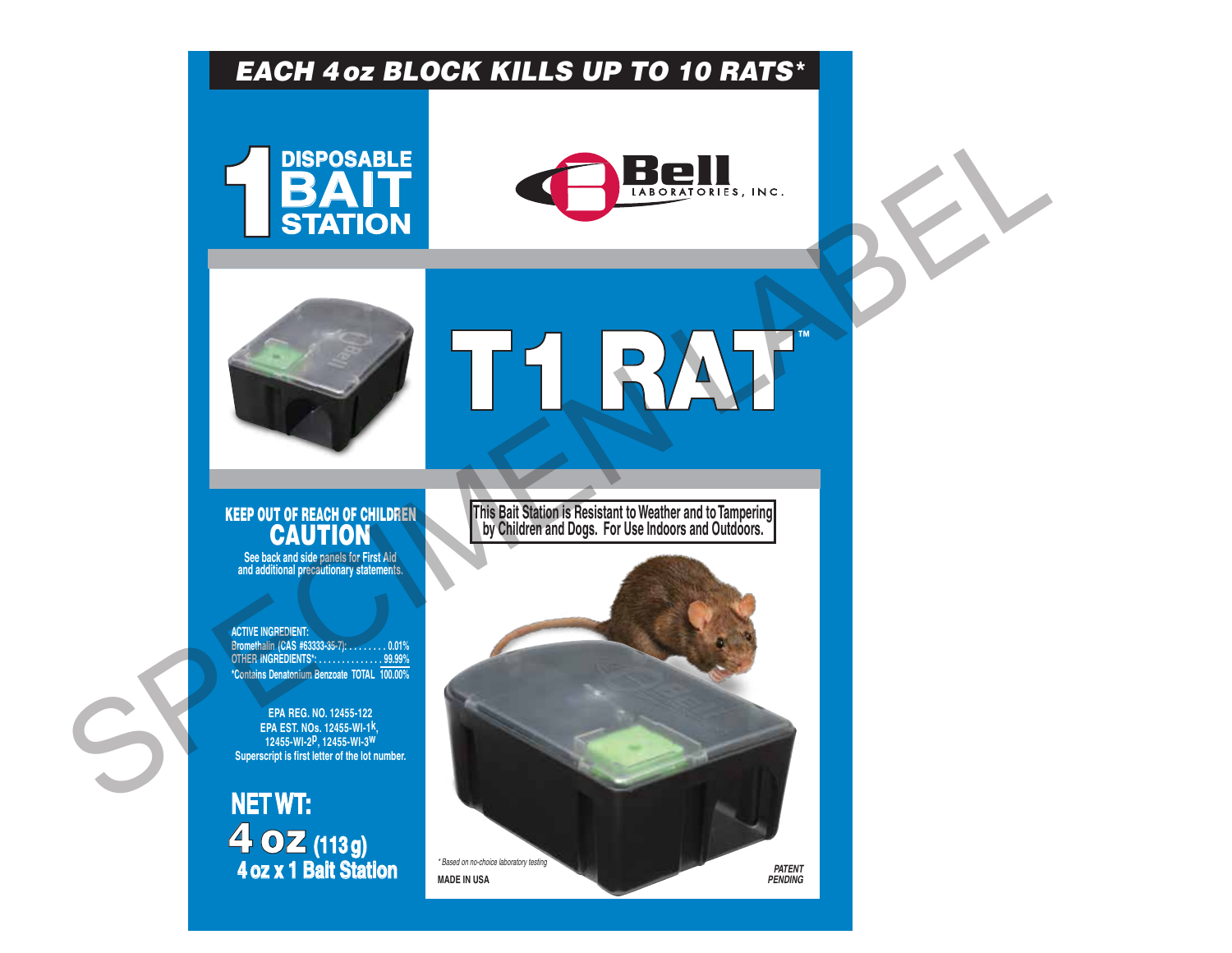# EACH 4 oz BLOCK KILLS UP TO 10 RATS*

**1 DISPOSABLE BAIT STATION**

Bell LABORATORIES, INC.

# T1 RAT™

**KEEP OUT OF REACH OF CHILDREN**

## CAUTION

See back and side panels for First Aid and additional precautionary statements.

This Bait Station is Resistant to Weather and to Tampering by Children and Dogs. For Use Indoors and Outdoors.

ACTIVE INGREDIENT:
Bromethalin (CAS #63333-35-7): . . . . . . . . 0.01%
OTHER INGREDIENTS*: . . . . . . . . . . . . . . 99.99%
*Contains Denatonium Benzoate TOTAL 100.00%

EPA REG. NO. 12455-122
EPA EST. NOs. 12455-WI-1[K], 12455-WI-2[P], 12455-WI-3[W]
Superscript is first letter of the lot number.

**NET WT:**
**4 oz (113 g)**
**4 oz x 1 Bait Station**

*\* Based on no-choice laboratory testing*

MADE IN USA

*PATENT PENDING*

SPECIMEN LABEL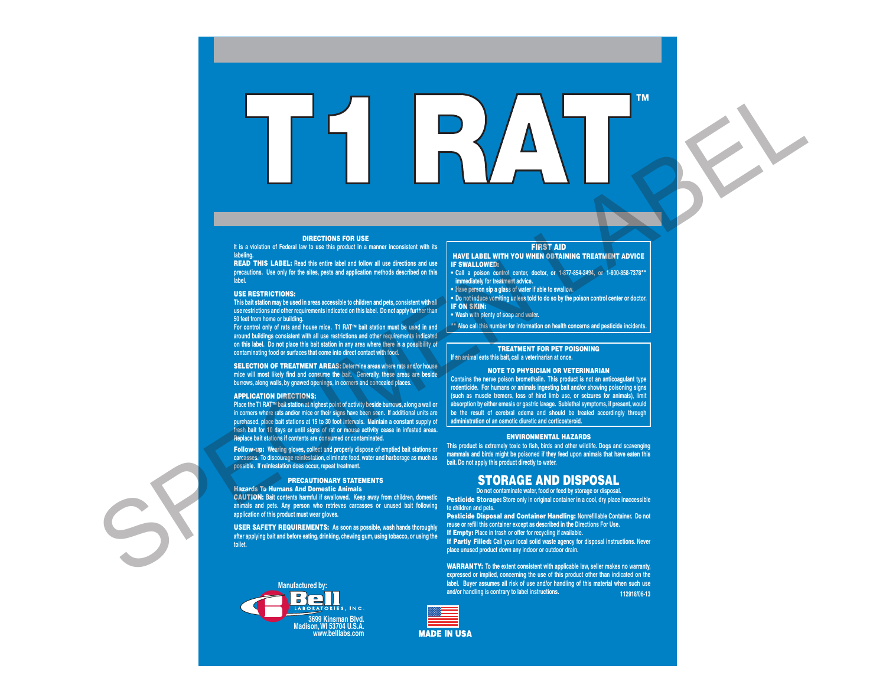# T1 RAT™

## DIRECTIONS FOR USE

It is a violation of Federal law to use this product in a manner inconsistent with its labeling.

**READ THIS LABEL:** Read this entire label and follow all use directions and use precautions. Use only for the sites, pests and application methods described on this label.

**USE RESTRICTIONS:**

This bait station may be used in areas accessible to children and pets, consistent with all use restrictions and other requirements indicated on this label. Do not apply further than 50 feet from home or building.

For control only of rats and house mice. T1 RAT™ bait station must be used in and around buildings consistent with all use restrictions and other requirements indicated on this label. Do not place this bait station in any area where there is a possibility of contaminating food or surfaces that come into direct contact with food.

**SELECTION OF TREATMENT AREAS:** Determine areas where rats and/or house mice will most likely find and consume the bait. Generally, these areas are beside burrows, along walls, by gnawed openings, in corners and concealed places.

**APPLICATION DIRECTIONS:**

Place the T1 RAT™ bait station at highest point of activity beside burrows, along a wall or in corners where rats and/or mice or their signs have been seen. If additional units are purchased, place bait stations at 15 to 30 foot intervals. Maintain a constant supply of fresh bait for 10 days or until signs of rat or mouse activity cease in infested areas. Replace bait stations if contents are consumed or contaminated.

**Follow-up:** Wearing gloves, collect and properly dispose of emptied bait stations or carcasses. To discourage reinfestation, eliminate food, water and harborage as much as possible. If reinfestation does occur, repeat treatment.

## PRECAUTIONARY STATEMENTS

**Hazards To Humans And Domestic Animals**

**CAUTION:** Bait contents harmful if swallowed. Keep away from children, domestic animals and pets. Any person who retrieves carcasses or unused bait following application of this product must wear gloves.

**USER SAFETY REQUIREMENTS:** As soon as possible, wash hands thoroughly after applying bait and before eating, drinking, chewing gum, using tobacco, or using the toilet.

## FIRST AID

**HAVE LABEL WITH YOU WHEN OBTAINING TREATMENT ADVICE**

**IF SWALLOWED:**

- Call a poison control center, doctor, or 1-877-854-2494, or 1-800-858-7378** immediately for treatment advice.
- Have person sip a glass of water if able to swallow.
- Do not induce vomiting unless told to do so by the poison control center or doctor.

**IF ON SKIN:**

- Wash with plenty of soap and water.

** Also call this number for information on health concerns and pesticide incidents.

## TREATMENT FOR PET POISONING

If an animal eats this bait, call a veterinarian at once.

## NOTE TO PHYSICIAN OR VETERINARIAN

Contains the nerve poison bromethalin. This product is not an anticoagulant type rodenticide. For humans or animals ingesting bait and/or showing poisoning signs (such as muscle tremors, loss of hind limb use, or seizures for animals), limit absorption by either emesis or gastric lavage. Sublethal symptoms, if present, would be the result of cerebral edema and should be treated accordingly through administration of an osmotic diuretic and corticosteroid.

## ENVIRONMENTAL HAZARDS

This product is extremely toxic to fish, birds and other wildlife. Dogs and scavenging mammals and birds might be poisoned if they feed upon animals that have eaten this bait. Do not apply this product directly to water.

## STORAGE AND DISPOSAL

Do not contaminate water, food or feed by storage or disposal.

**Pesticide Storage:** Store only in original container in a cool, dry place inaccessible to children and pets.

**Pesticide Disposal and Container Handling:** Nonrefillable Container. Do not reuse or refill this container except as described in the Directions For Use.

**If Empty:** Place in trash or offer for recycling if available.

**If Partly Filled:** Call your local solid waste agency for disposal instructions. Never place unused product down any indoor or outdoor drain.

**WARRANTY:** To the extent consistent with applicable law, seller makes no warranty, expressed or implied, concerning the use of this product other than indicated on the label. Buyer assumes all risk of use and/or handling of this material when such use and/or handling is contrary to label instructions.

112918/06-13

Manufactured by:
Bell Laboratories, Inc.
3699 Kinsman Blvd.
Madison, WI 53704 U.S.A.
www.belllabs.com

MADE IN USA

SPECIMEN LABEL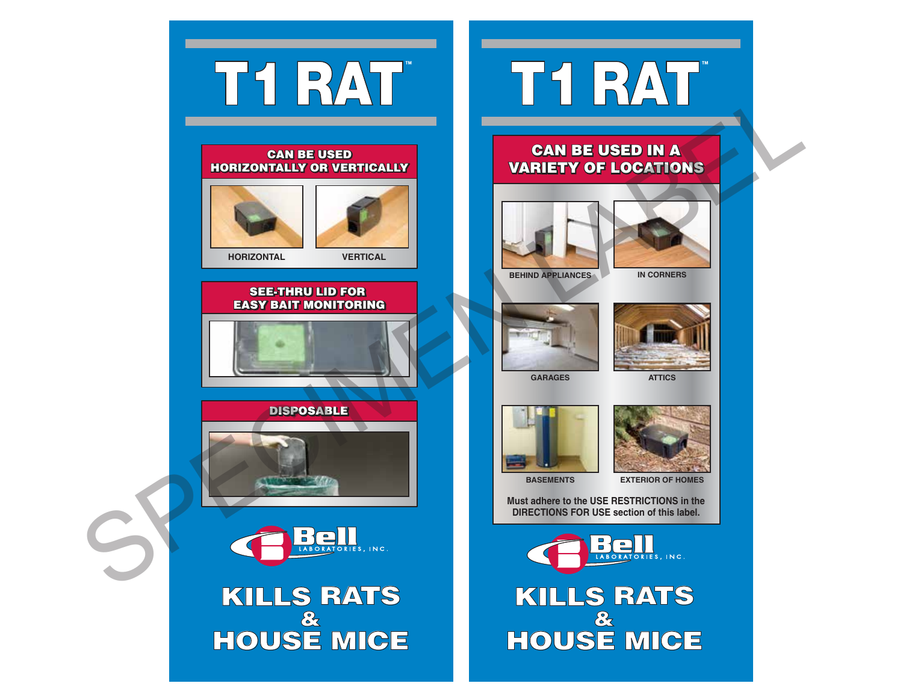# T1 RAT™

## CAN BE USED HORIZONTALLY OR VERTICALLY

HORIZONTAL

VERTICAL

## SEE-THRU LID FOR EASY BAIT MONITORING

## DISPOSABLE

Bell LABORATORIES, INC.

## KILLS RATS & HOUSE MICE

# T1 RAT™

## CAN BE USED IN A VARIETY OF LOCATIONS

BEHIND APPLIANCES

IN CORNERS

GARAGES

ATTICS

BASEMENTS

EXTERIOR OF HOMES

Must adhere to the USE RESTRICTIONS in the DIRECTIONS FOR USE section of this label.

Bell LABORATORIES, INC.

## KILLS RATS & HOUSE MICE

SPECIMEN LABEL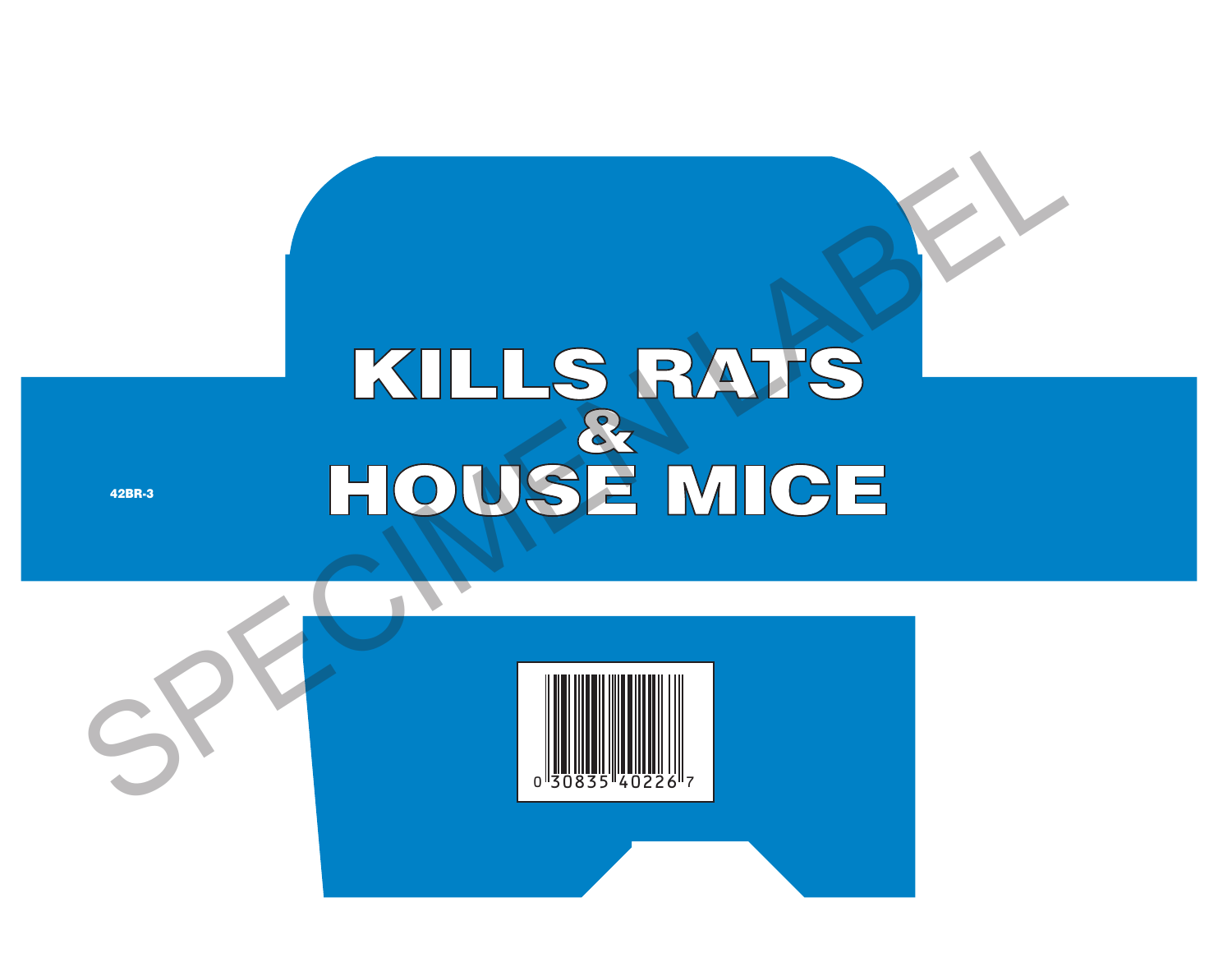# KILLS RATS & HOUSE MICE

42BR-3

SPECIMEN LABEL

0 30835 40226 7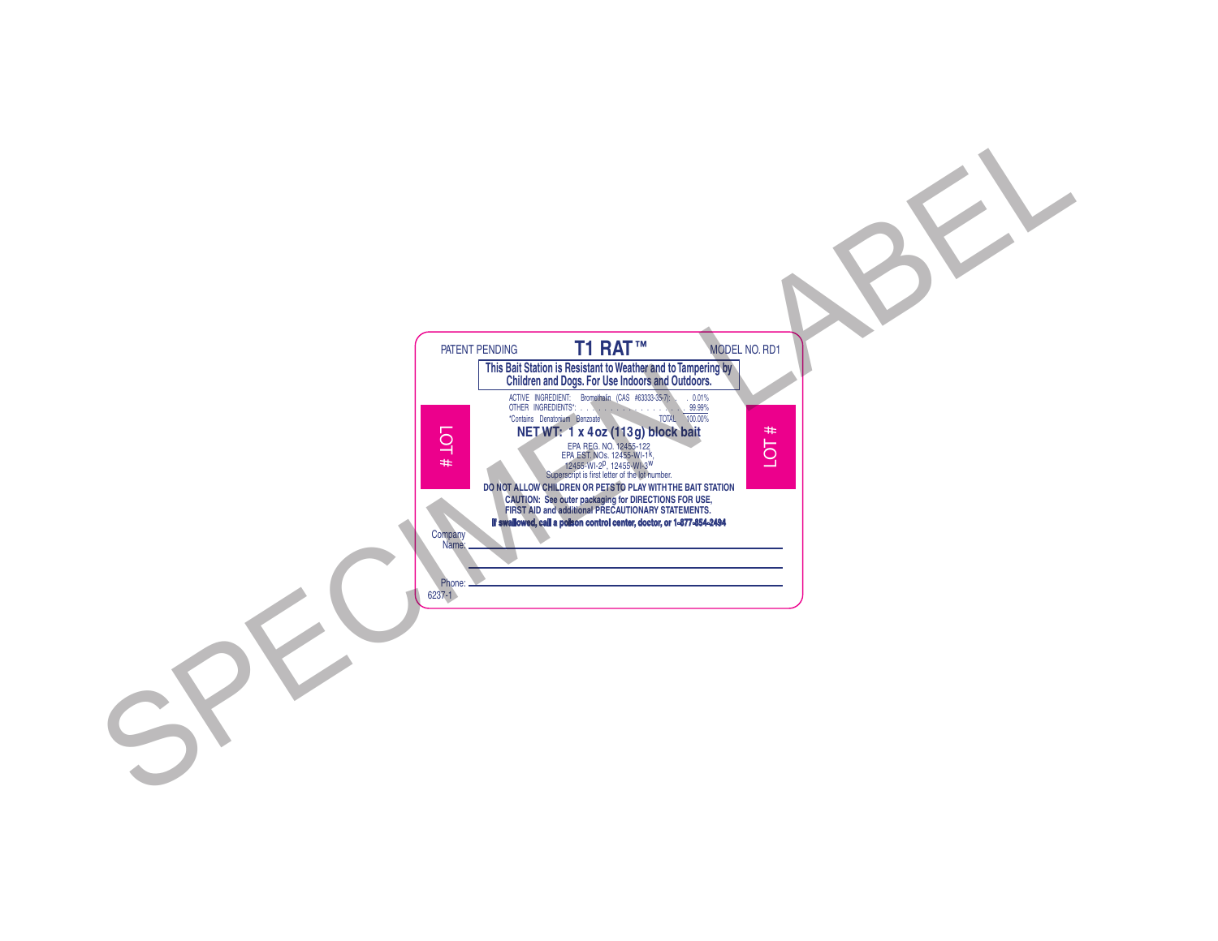SPECIMEN LABEL

PATENT PENDING

# T1 RAT™

MODEL NO. RD1

**This Bait Station is Resistant to Weather and to Tampering by Children and Dogs. For Use Indoors and Outdoors.**

LOT #

| | |
|---|---|
| ACTIVE INGREDIENT: Bromethalin (CAS #63333-35-7) | 0.01% |
| OTHER INGREDIENTS*: | 99.99% |
| *Contains Denatonium Benzoate TOTAL | 100.00% |

**NET WT: 1 x 4 oz (113 g) block bait**

EPA REG. NO. 12455-122
EPA EST. NOs. 12455-WI-1[K], 12455-WI-2[P], 12455-WI-3[W]
Superscript is first letter of the lot number.

LOT #

**DO NOT ALLOW CHILDREN OR PETS TO PLAY WITH THE BAIT STATION**

**CAUTION: See outer packaging for DIRECTIONS FOR USE, FIRST AID and additional PRECAUTIONARY STATEMENTS.**

**If swallowed, call a poison control center, doctor, or 1-877-854-2494**

Company Name: ______________________________

______________________________

Phone: ______________________________

6237-1